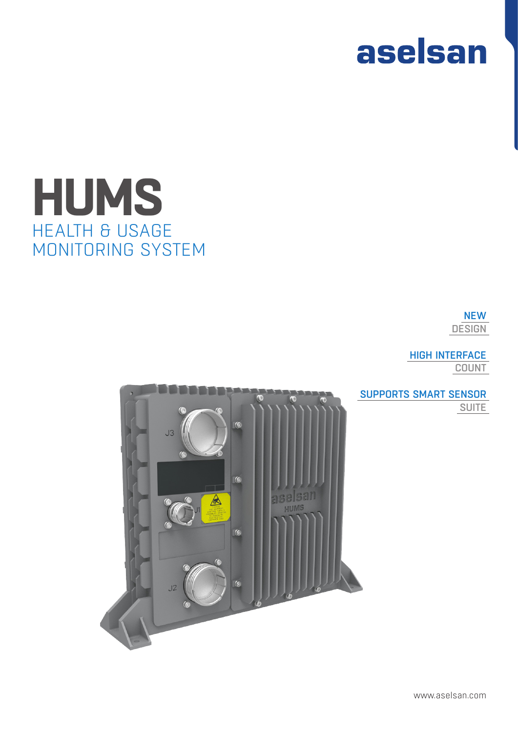aselsan

# HUMS

## HEALTH & USAGE MONITORING SYSTEM

NEW DESIGN

HIGH INTERFACE COUNT

SUPPORTS SMART SENSOR SUITE

www.aselsan.com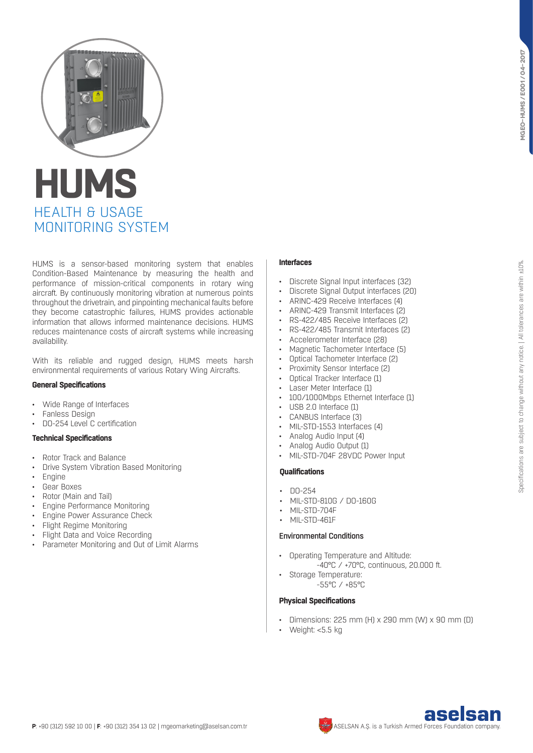# HUMS

## HEALTH & USAGE MONITORING SYSTEM

HUMS is a sensor-based monitoring system that enables Condition-Based Maintenance by measuring the health and performance of mission-critical components in rotary wing aircraft. By continuously monitoring vibration at numerous points throughout the drivetrain, and pinpointing mechanical faults before they become catastrophic failures, HUMS provides actionable information that allows informed maintenance decisions. HUMS reduces maintenance costs of aircraft systems while increasing availability.

With its reliable and rugged design, HUMS meets harsh environmental requirements of various Rotary Wing Aircrafts.

### General Specifications

- Wide Range of Interfaces
- Fanless Design
- DO-254 Level C certification

### Technical Specifications

- Rotor Track and Balance
- Drive System Vibration Based Monitoring
- Engine
- Gear Boxes
- Rotor (Main and Tail)
- Engine Performance Monitoring
- Engine Power Assurance Check
- Flight Regime Monitoring
- Flight Data and Voice Recording
- Parameter Monitoring and Out of Limit Alarms

### Interfaces

- Discrete Signal Input interfaces (32)
- Discrete Signal Output interfaces (20)
- ARINC-429 Receive Interfaces (4)
- ARINC-429 Transmit Interfaces (2)
- RS-422/485 Receive Interfaces (2)
- RS-422/485 Transmit Interfaces (2)
- Accelerometer Interface (28)
- Magnetic Tachometer Interface (5)
- Optical Tachometer Interface (2)
- Proximity Sensor Interface (2)
- Optical Tracker Interface (1)
- Laser Meter Interface (1)
- 100/1000Mbps Ethernet Interface (1)
- USB 2.0 Interface (1)
- CANBUS Interface (3)
- MIL-STD-1553 Interfaces (4)
- Analog Audio Input (4)
- Analog Audio Output (1)
- MIL-STD-704F 28VDC Power Input

### Qualifications

- DO-254
- MIL-STD-810G / DO-160G
- MIL-STD-704F
- MIL-STD-461F

### Environmental Conditions

- Operating Temperature and Altitude:
  -40°C / +70°C, continuous, 20.000 ft.
- Storage Temperature:
  -55°C / +85°C

### Physical Specifications

- Dimensions: 225 mm (H) x 290 mm (W) x 90 mm (D)
- Weight: <5.5 kg

MGEO-HUMS / E001 / 04-2017

Specifications are subject to change without any notice. | All tolerances are within ±10%.

**P**: +90 (312) 592 10 00 | **F**: +90 (312) 354 13 02 | mgeomarketing@aselsan.com.tr

aselsan

ASELSAN A.Ş. is a Turkish Armed Forces Foundation company.